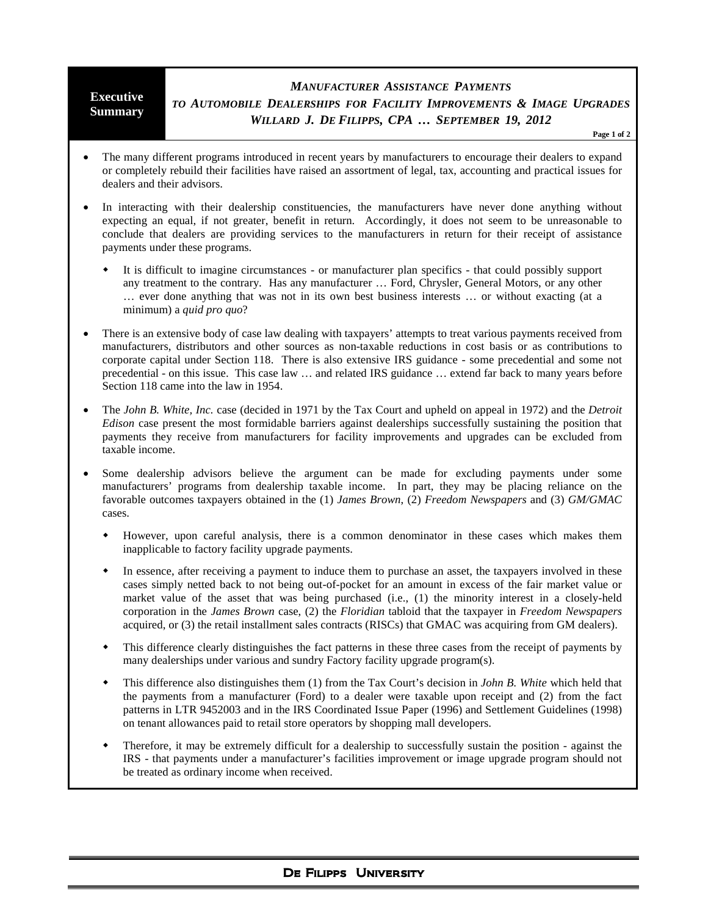**Executive Summary**

## *MANUFACTURER ASSISTANCE PAYMENTS TO AUTOMOBILE DEALERSHIPS FOR FACILITY IMPROVEMENTS & IMAGE UPGRADES*

### *WILLARD J. DE FILIPPS, CPA … SEPTEMBER 19, 2012*

- The many different programs introduced in recent years by manufacturers to encourage their dealers to expand or completely rebuild their facilities have raised an assortment of legal, tax, accounting and practical issues for dealers and their advisors.

- In interacting with their dealership constituencies, the manufacturers have never done anything without expecting an equal, if not greater, benefit in return. Accordingly, it does not seem to be unreasonable to conclude that dealers are providing services to the manufacturers in return for their receipt of assistance payments under these programs.
  - It is difficult to imagine circumstances - or manufacturer plan specifics - that could possibly support any treatment to the contrary. Has any manufacturer … Ford, Chrysler, General Motors, or any other … ever done anything that was not in its own best business interests … or without exacting (at a minimum) a *quid pro quo*?

- There is an extensive body of case law dealing with taxpayers' attempts to treat various payments received from manufacturers, distributors and other sources as non-taxable reductions in cost basis or as contributions to corporate capital under Section 118. There is also extensive IRS guidance - some precedential and some not precedential - on this issue. This case law … and related IRS guidance … extend far back to many years before Section 118 came into the law in 1954.

- The *John B. White, Inc.* case (decided in 1971 by the Tax Court and upheld on appeal in 1972) and the *Detroit Edison* case present the most formidable barriers against dealerships successfully sustaining the position that payments they receive from manufacturers for facility improvements and upgrades can be excluded from taxable income.

- Some dealership advisors believe the argument can be made for excluding payments under some manufacturers' programs from dealership taxable income. In part, they may be placing reliance on the favorable outcomes taxpayers obtained in the (1) *James Brown*, (2) *Freedom Newspapers* and (3) *GM/GMAC* cases.
  - However, upon careful analysis, there is a common denominator in these cases which makes them inapplicable to factory facility upgrade payments.
  - In essence, after receiving a payment to induce them to purchase an asset, the taxpayers involved in these cases simply netted back to not being out-of-pocket for an amount in excess of the fair market value or market value of the asset that was being purchased (i.e., (1) the minority interest in a closely-held corporation in the *James Brown* case, (2) the *Floridian* tabloid that the taxpayer in *Freedom Newspapers* acquired, or (3) the retail installment sales contracts (RISCs) that GMAC was acquiring from GM dealers).
  - This difference clearly distinguishes the fact patterns in these three cases from the receipt of payments by many dealerships under various and sundry Factory facility upgrade program(s).
  - This difference also distinguishes them (1) from the Tax Court's decision in *John B. White* which held that the payments from a manufacturer (Ford) to a dealer were taxable upon receipt and (2) from the fact patterns in LTR 9452003 and in the IRS Coordinated Issue Paper (1996) and Settlement Guidelines (1998) on tenant allowances paid to retail store operators by shopping mall developers.
  - Therefore, it may be extremely difficult for a dealership to successfully sustain the position - against the IRS - that payments under a manufacturer's facilities improvement or image upgrade program should not be treated as ordinary income when received.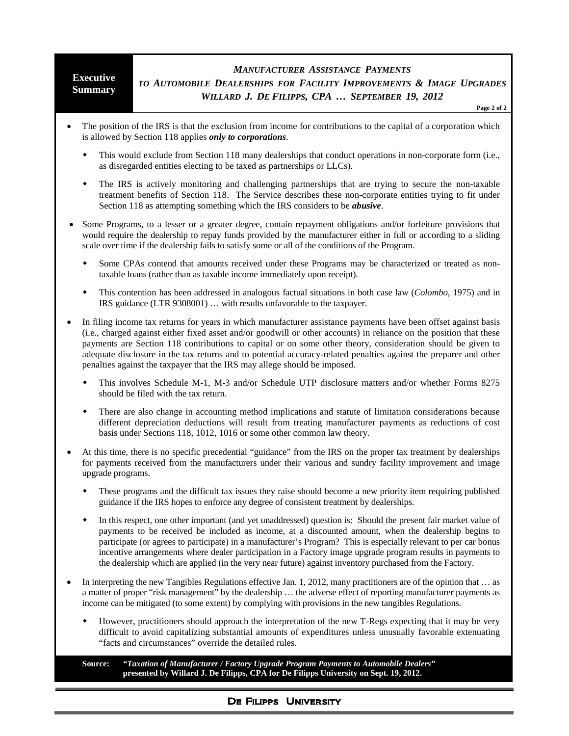- The position of the IRS is that the exclusion from income for contributions to the capital of a corporation which is allowed by Section 118 applies ***only to corporations***.
  - This would exclude from Section 118 many dealerships that conduct operations in non-corporate form (i.e., as disregarded entities electing to be taxed as partnerships or LLCs).
  - The IRS is actively monitoring and challenging partnerships that are trying to secure the non-taxable treatment benefits of Section 118. The Service describes these non-corporate entities trying to fit under Section 118 as attempting something which the IRS considers to be ***abusive***.
- Some Programs, to a lesser or a greater degree, contain repayment obligations and/or forfeiture provisions that would require the dealership to repay funds provided by the manufacturer either in full or according to a sliding scale over time if the dealership fails to satisfy some or all of the conditions of the Program.
  - Some CPAs contend that amounts received under these Programs may be characterized or treated as non-taxable loans (rather than as taxable income immediately upon receipt).
  - This contention has been addressed in analogous factual situations in both case law (*Colombo*, 1975) and in IRS guidance (LTR 9308001) … with results unfavorable to the taxpayer.
- In filing income tax returns for years in which manufacturer assistance payments have been offset against basis (i.e., charged against either fixed asset and/or goodwill or other accounts) in reliance on the position that these payments are Section 118 contributions to capital or on some other theory, consideration should be given to adequate disclosure in the tax returns and to potential accuracy-related penalties against the preparer and other penalties against the taxpayer that the IRS may allege should be imposed.
  - This involves Schedule M-1, M-3 and/or Schedule UTP disclosure matters and/or whether Forms 8275 should be filed with the tax return.
  - There are also change in accounting method implications and statute of limitation considerations because different depreciation deductions will result from treating manufacturer payments as reductions of cost basis under Sections 118, 1012, 1016 or some other common law theory.
- At this time, there is no specific precedential "guidance" from the IRS on the proper tax treatment by dealerships for payments received from the manufacturers under their various and sundry facility improvement and image upgrade programs.
  - These programs and the difficult tax issues they raise should become a new priority item requiring published guidance if the IRS hopes to enforce any degree of consistent treatment by dealerships.
  - In this respect, one other important (and yet unaddressed) question is: Should the present fair market value of payments to be received be included as income, at a discounted amount, when the dealership begins to participate (or agrees to participate) in a manufacturer's Program? This is especially relevant to per car bonus incentive arrangements where dealer participation in a Factory image upgrade program results in payments to the dealership which are applied (in the very near future) against inventory purchased from the Factory.
- In interpreting the new Tangibles Regulations effective Jan. 1, 2012, many practitioners are of the opinion that … as a matter of proper "risk management" by the dealership … the adverse effect of reporting manufacturer payments as income can be mitigated (to some extent) by complying with provisions in the new tangibles Regulations.
  - However, practitioners should approach the interpretation of the new T-Regs expecting that it may be very difficult to avoid capitalizing substantial amounts of expenditures unless unusually favorable extenuating "facts and circumstances" override the detailed rules.

**Source:** ***"Taxation of Manufacturer / Factory Upgrade Program Payments to Automobile Dealers"*** **presented by Willard J. De Filipps, CPA for De Filipps University on Sept. 19, 2012.**